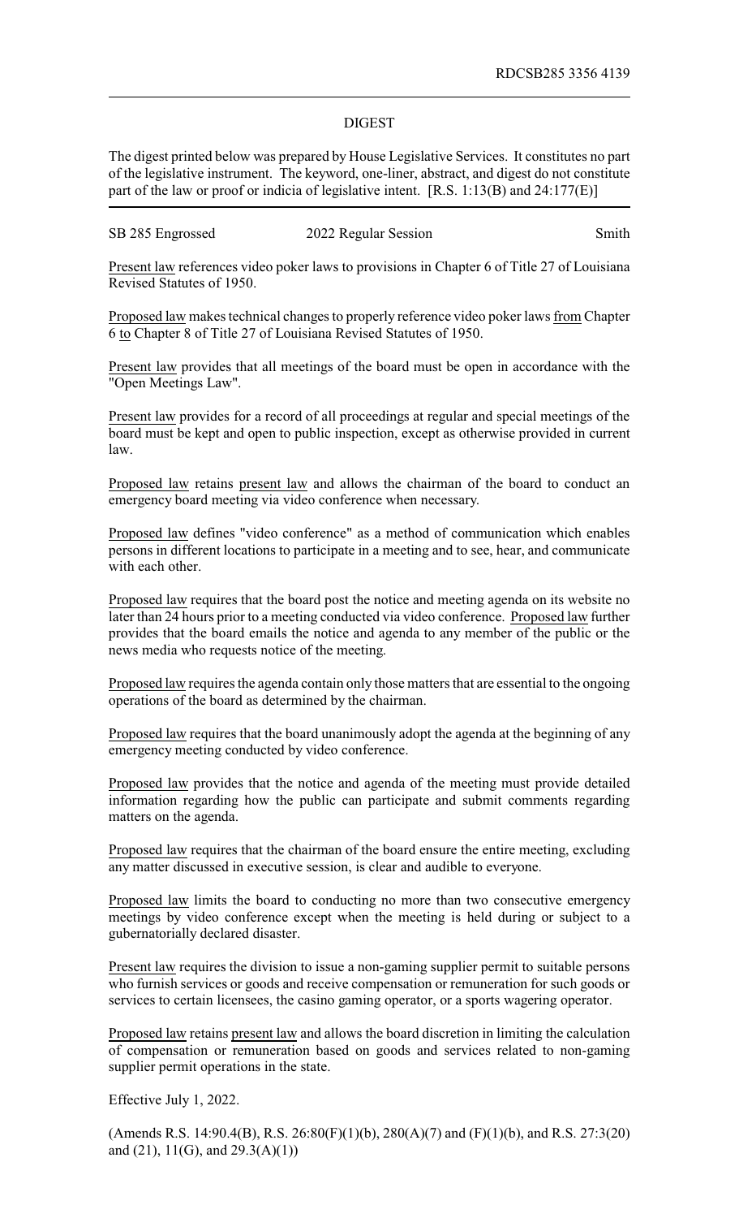RDCSB285 3356 4139

## DIGEST

The digest printed below was prepared by House Legislative Services. It constitutes no part of the legislative instrument. The keyword, one-liner, abstract, and digest do not constitute part of the law or proof or indicia of legislative intent. [R.S. 1:13(B) and 24:177(E)]

SB 285 Engrossed — 2022 Regular Session — Smith

Present law references video poker laws to provisions in Chapter 6 of Title 27 of Louisiana Revised Statutes of 1950.

Proposed law makes technical changes to properly reference video poker laws from Chapter 6 to Chapter 8 of Title 27 of Louisiana Revised Statutes of 1950.

Present law provides that all meetings of the board must be open in accordance with the "Open Meetings Law".

Present law provides for a record of all proceedings at regular and special meetings of the board must be kept and open to public inspection, except as otherwise provided in current law.

Proposed law retains present law and allows the chairman of the board to conduct an emergency board meeting via video conference when necessary.

Proposed law defines "video conference" as a method of communication which enables persons in different locations to participate in a meeting and to see, hear, and communicate with each other.

Proposed law requires that the board post the notice and meeting agenda on its website no later than 24 hours prior to a meeting conducted via video conference. Proposed law further provides that the board emails the notice and agenda to any member of the public or the news media who requests notice of the meeting.

Proposed law requires the agenda contain only those matters that are essential to the ongoing operations of the board as determined by the chairman.

Proposed law requires that the board unanimously adopt the agenda at the beginning of any emergency meeting conducted by video conference.

Proposed law provides that the notice and agenda of the meeting must provide detailed information regarding how the public can participate and submit comments regarding matters on the agenda.

Proposed law requires that the chairman of the board ensure the entire meeting, excluding any matter discussed in executive session, is clear and audible to everyone.

Proposed law limits the board to conducting no more than two consecutive emergency meetings by video conference except when the meeting is held during or subject to a gubernatorially declared disaster.

Present law requires the division to issue a non-gaming supplier permit to suitable persons who furnish services or goods and receive compensation or remuneration for such goods or services to certain licensees, the casino gaming operator, or a sports wagering operator.

Proposed law retains present law and allows the board discretion in limiting the calculation of compensation or remuneration based on goods and services related to non-gaming supplier permit operations in the state.

Effective July 1, 2022.

(Amends R.S. 14:90.4(B), R.S. 26:80(F)(1)(b), 280(A)(7) and (F)(1)(b), and R.S. 27:3(20) and (21), 11(G), and 29.3(A)(1))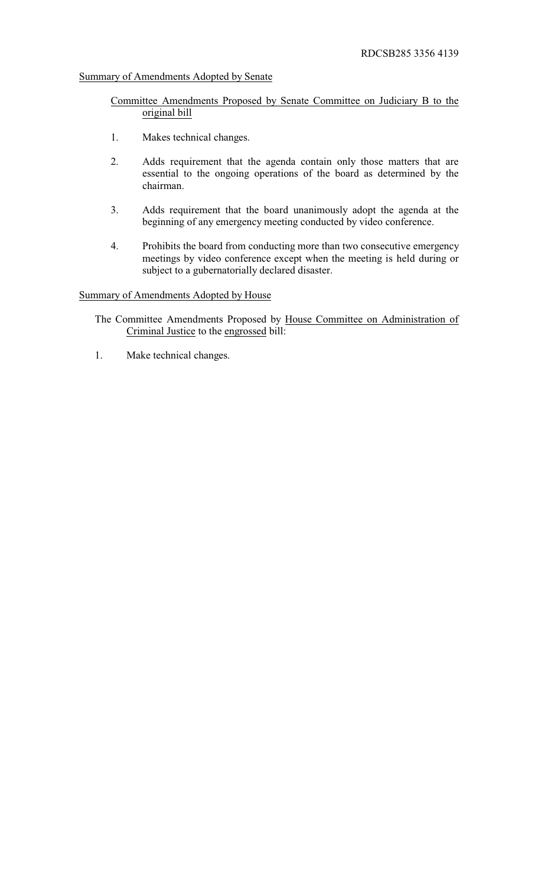RDCSB285 3356 4139

Summary of Amendments Adopted by Senate

Committee Amendments Proposed by Senate Committee on Judiciary B to the original bill

1. Makes technical changes.

2. Adds requirement that the agenda contain only those matters that are essential to the ongoing operations of the board as determined by the chairman.

3. Adds requirement that the board unanimously adopt the agenda at the beginning of any emergency meeting conducted by video conference.

4. Prohibits the board from conducting more than two consecutive emergency meetings by video conference except when the meeting is held during or subject to a gubernatorially declared disaster.

Summary of Amendments Adopted by House

The Committee Amendments Proposed by House Committee on Administration of Criminal Justice to the engrossed bill:

1. Make technical changes.